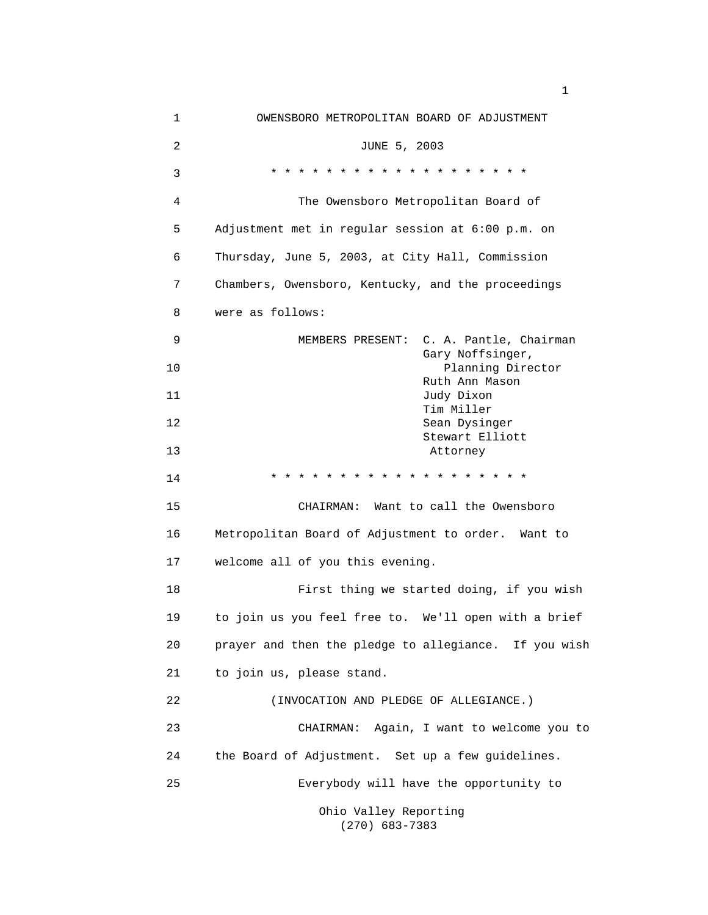# OWENSBORO METROPOLITAN BOARD OF ADJUSTMENT

JUNE 5, 2003

* * * * * * * * * * * * * * * * * * * *

The Owensboro Metropolitan Board of Adjustment met in regular session at 6:00 p.m. on Thursday, June 5, 2003, at City Hall, Commission Chambers, Owensboro, Kentucky, and the proceedings were as follows:

MEMBERS PRESENT: C. A. Pantle, Chairman
Gary Noffsinger, Planning Director
Ruth Ann Mason
Judy Dixon
Tim Miller
Sean Dysinger
Stewart Elliott Attorney

* * * * * * * * * * * * * * * * * * * *

CHAIRMAN: Want to call the Owensboro Metropolitan Board of Adjustment to order. Want to welcome all of you this evening.

First thing we started doing, if you wish to join us you feel free to. We'll open with a brief prayer and then the pledge to allegiance. If you wish to join us, please stand.

(INVOCATION AND PLEDGE OF ALLEGIANCE.)

CHAIRMAN: Again, I want to welcome you to the Board of Adjustment. Set up a few guidelines.

Everybody will have the opportunity to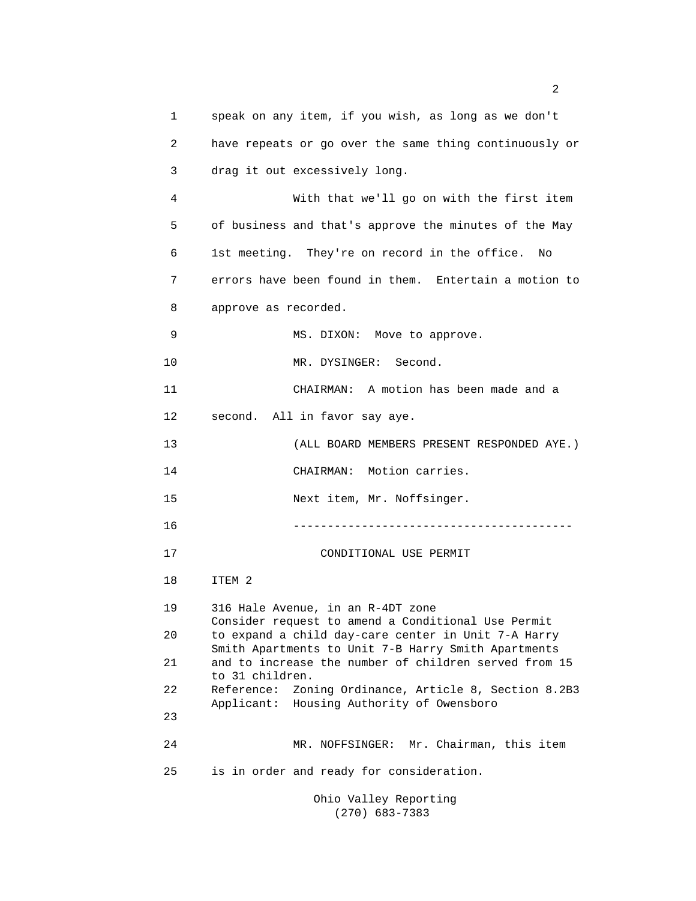speak on any item, if you wish, as long as we don't have repeats or go over the same thing continuously or drag it out excessively long.

With that we'll go on with the first item of business and that's approve the minutes of the May 1st meeting. They're on record in the office. No errors have been found in them. Entertain a motion to approve as recorded.

MS. DIXON: Move to approve.

MR. DYSINGER: Second.

CHAIRMAN: A motion has been made and a second. All in favor say aye.

(ALL BOARD MEMBERS PRESENT RESPONDED AYE.)

CHAIRMAN: Motion carries.

Next item, Mr. Noffsinger.

----------------------------------------

CONDITIONAL USE PERMIT

ITEM 2

316 Hale Avenue, in an R-4DT zone
Consider request to amend a Conditional Use Permit to expand a child day-care center in Unit 7-A Harry Smith Apartments to Unit 7-B Harry Smith Apartments and to increase the number of children served from 15 to 31 children.
Reference: Zoning Ordinance, Article 8, Section 8.2B3
Applicant: Housing Authority of Owensboro

MR. NOFFSINGER: Mr. Chairman, this item is in order and ready for consideration.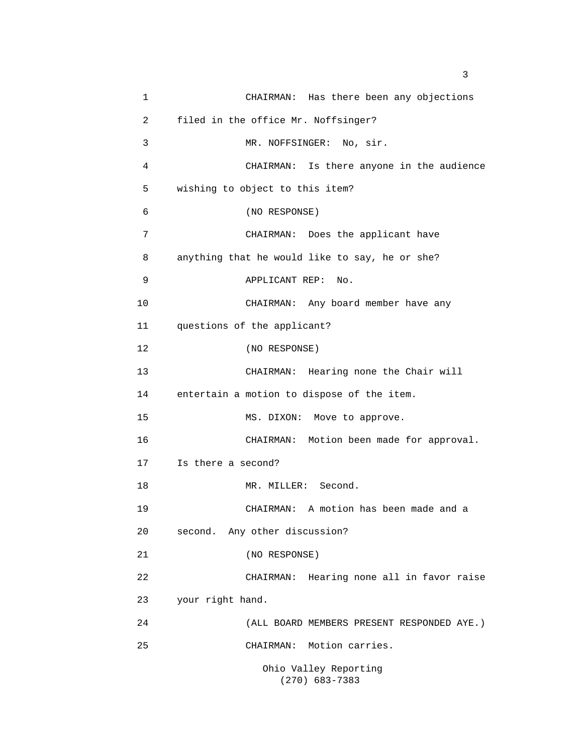CHAIRMAN: Has there been any objections filed in the office Mr. Noffsinger?

MR. NOFFSINGER: No, sir.

CHAIRMAN: Is there anyone in the audience wishing to object to this item?

(NO RESPONSE)

CHAIRMAN: Does the applicant have anything that he would like to say, he or she?

APPLICANT REP: No.

CHAIRMAN: Any board member have any questions of the applicant?

(NO RESPONSE)

CHAIRMAN: Hearing none the Chair will entertain a motion to dispose of the item.

MS. DIXON: Move to approve.

CHAIRMAN: Motion been made for approval. Is there a second?

MR. MILLER: Second.

CHAIRMAN: A motion has been made and a second. Any other discussion?

(NO RESPONSE)

CHAIRMAN: Hearing none all in favor raise your right hand.

(ALL BOARD MEMBERS PRESENT RESPONDED AYE.)

CHAIRMAN: Motion carries.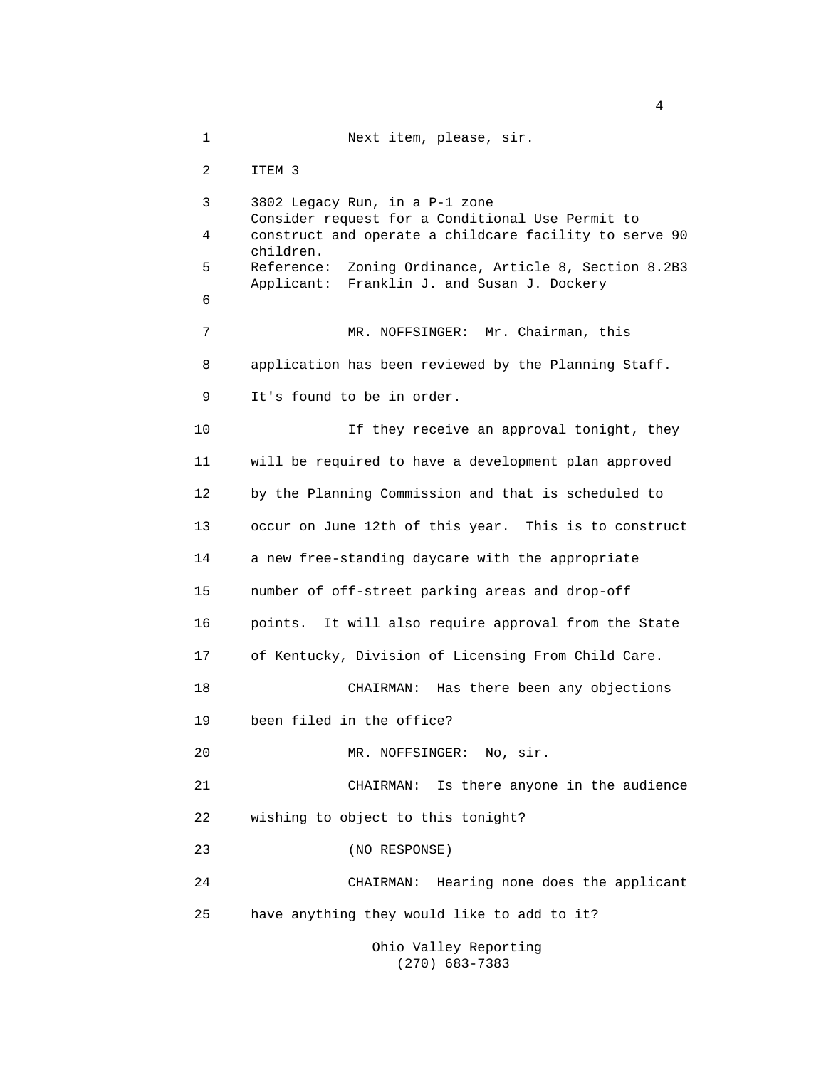Next item, please, sir.

ITEM 3

3802 Legacy Run, in a P-1 zone
Consider request for a Conditional Use Permit to construct and operate a childcare facility to serve 90 children.
Reference: Zoning Ordinance, Article 8, Section 8.2B3
Applicant: Franklin J. and Susan J. Dockery

MR. NOFFSINGER: Mr. Chairman, this application has been reviewed by the Planning Staff. It's found to be in order.

If they receive an approval tonight, they will be required to have a development plan approved by the Planning Commission and that is scheduled to occur on June 12th of this year. This is to construct a new free-standing daycare with the appropriate number of off-street parking areas and drop-off points. It will also require approval from the State of Kentucky, Division of Licensing From Child Care.

CHAIRMAN: Has there been any objections been filed in the office?

MR. NOFFSINGER: No, sir.

CHAIRMAN: Is there anyone in the audience wishing to object to this tonight?

(NO RESPONSE)

CHAIRMAN: Hearing none does the applicant have anything they would like to add to it?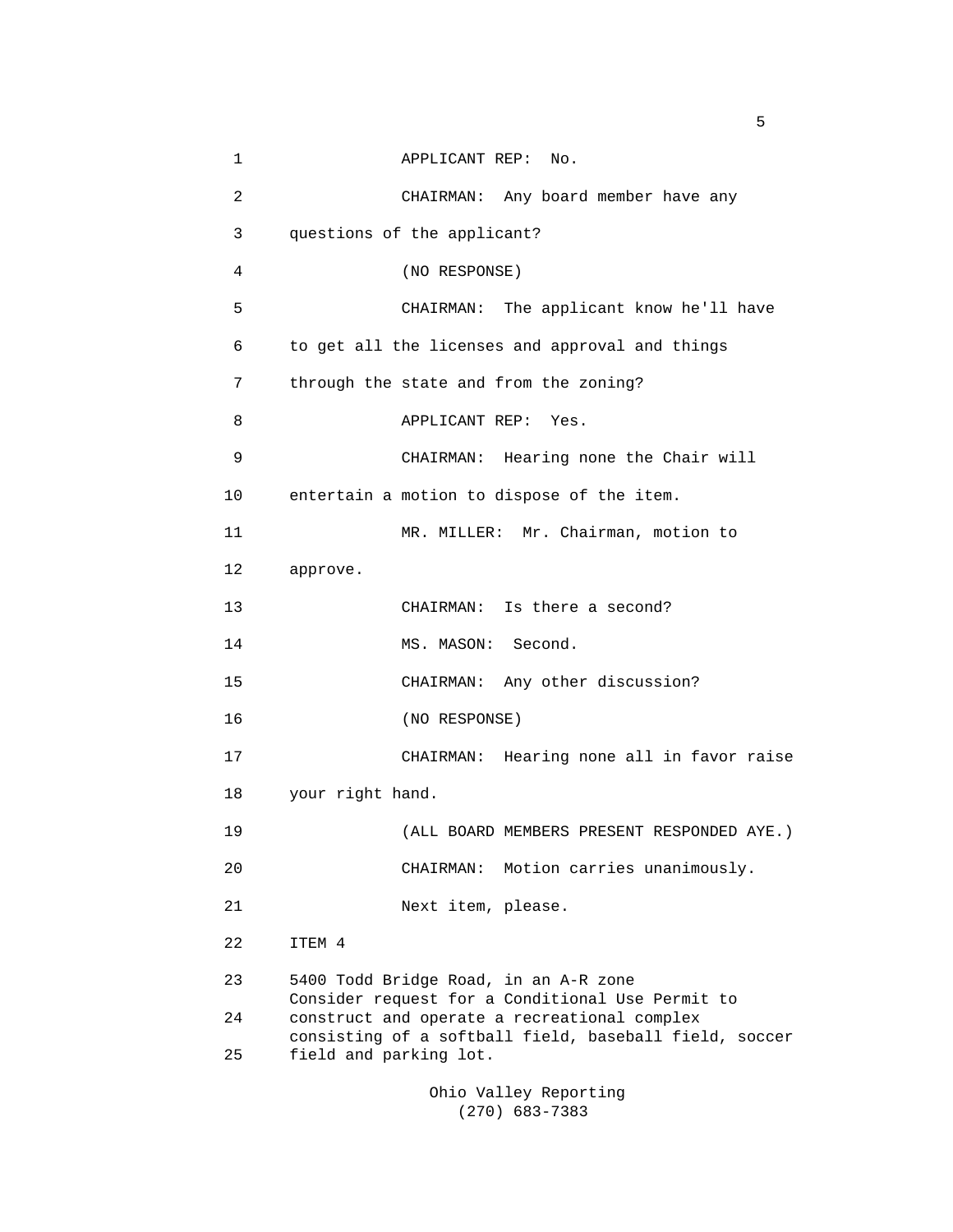APPLICANT REP: No.

CHAIRMAN: Any board member have any questions of the applicant?

(NO RESPONSE)

CHAIRMAN: The applicant know he'll have to get all the licenses and approval and things through the state and from the zoning?

APPLICANT REP: Yes.

CHAIRMAN: Hearing none the Chair will entertain a motion to dispose of the item.

MR. MILLER: Mr. Chairman, motion to approve.

CHAIRMAN: Is there a second?

MS. MASON: Second.

CHAIRMAN: Any other discussion?

(NO RESPONSE)

CHAIRMAN: Hearing none all in favor raise your right hand.

(ALL BOARD MEMBERS PRESENT RESPONDED AYE.)

CHAIRMAN: Motion carries unanimously.

Next item, please.

ITEM 4

5400 Todd Bridge Road, in an A-R zone
Consider request for a Conditional Use Permit to construct and operate a recreational complex consisting of a softball field, baseball field, soccer field and parking lot.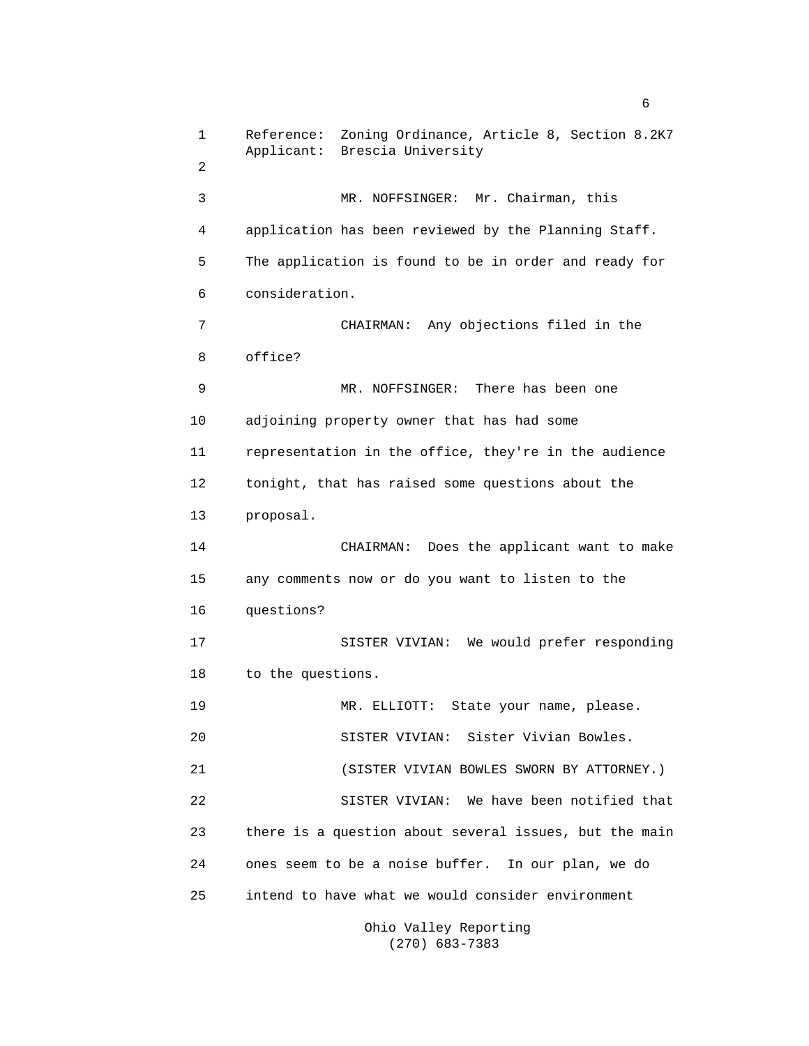Reference: Zoning Ordinance, Article 8, Section 8.2K7
Applicant: Brescia University

MR. NOFFSINGER: Mr. Chairman, this application has been reviewed by the Planning Staff. The application is found to be in order and ready for consideration.

CHAIRMAN: Any objections filed in the office?

MR. NOFFSINGER: There has been one adjoining property owner that has had some representation in the office, they're in the audience tonight, that has raised some questions about the proposal.

CHAIRMAN: Does the applicant want to make any comments now or do you want to listen to the questions?

SISTER VIVIAN: We would prefer responding to the questions.

MR. ELLIOTT: State your name, please.

SISTER VIVIAN: Sister Vivian Bowles.

(SISTER VIVIAN BOWLES SWORN BY ATTORNEY.)

SISTER VIVIAN: We have been notified that there is a question about several issues, but the main ones seem to be a noise buffer. In our plan, we do intend to have what we would consider environment

Ohio Valley Reporting
(270) 683-7383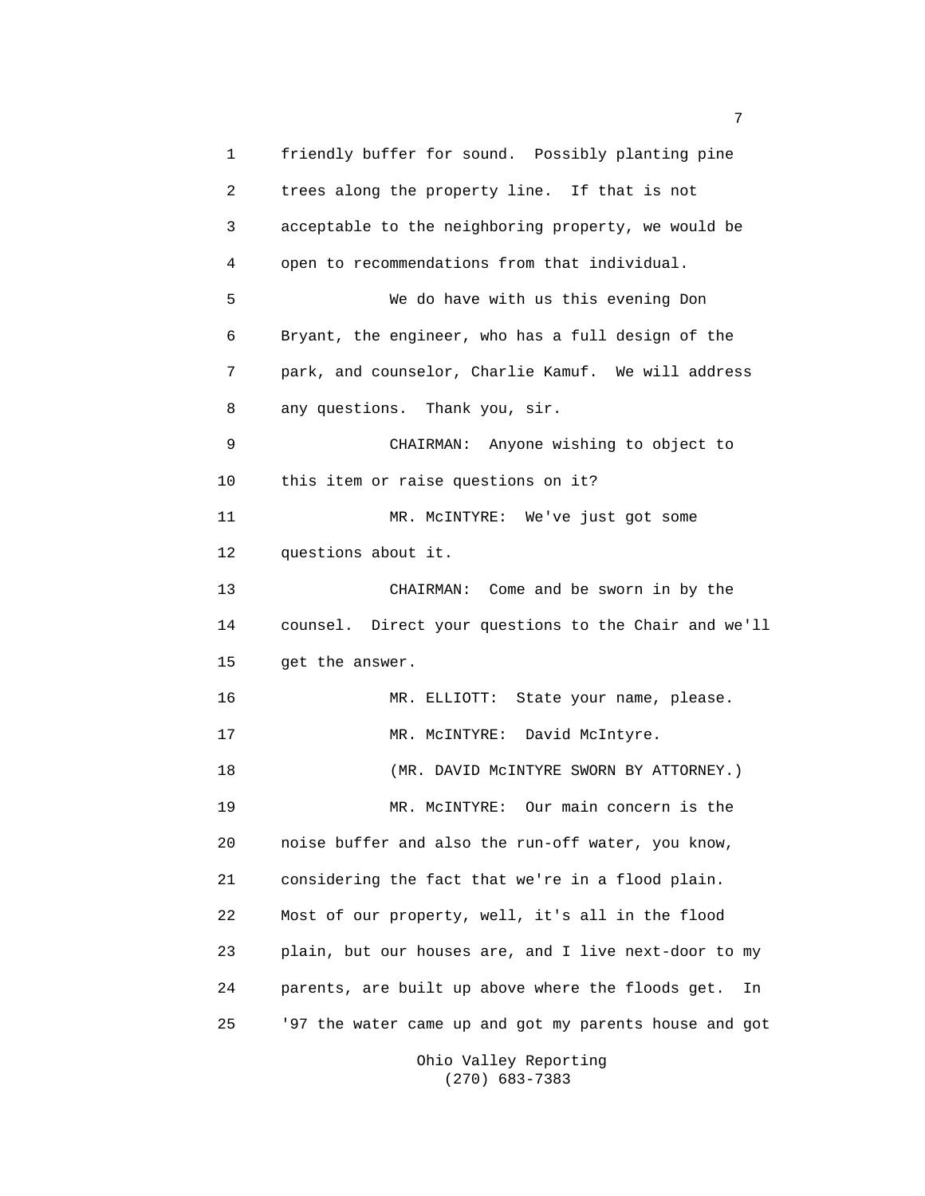friendly buffer for sound. Possibly planting pine trees along the property line. If that is not acceptable to the neighboring property, we would be open to recommendations from that individual.

We do have with us this evening Don Bryant, the engineer, who has a full design of the park, and counselor, Charlie Kamuf. We will address any questions. Thank you, sir.

CHAIRMAN: Anyone wishing to object to this item or raise questions on it?

MR. McINTYRE: We've just got some questions about it.

CHAIRMAN: Come and be sworn in by the counsel. Direct your questions to the Chair and we'll get the answer.

MR. ELLIOTT: State your name, please.

MR. McINTYRE: David McIntyre.

(MR. DAVID McINTYRE SWORN BY ATTORNEY.)

MR. McINTYRE: Our main concern is the noise buffer and also the run-off water, you know, considering the fact that we're in a flood plain. Most of our property, well, it's all in the flood plain, but our houses are, and I live next-door to my parents, are built up above where the floods get. In '97 the water came up and got my parents house and got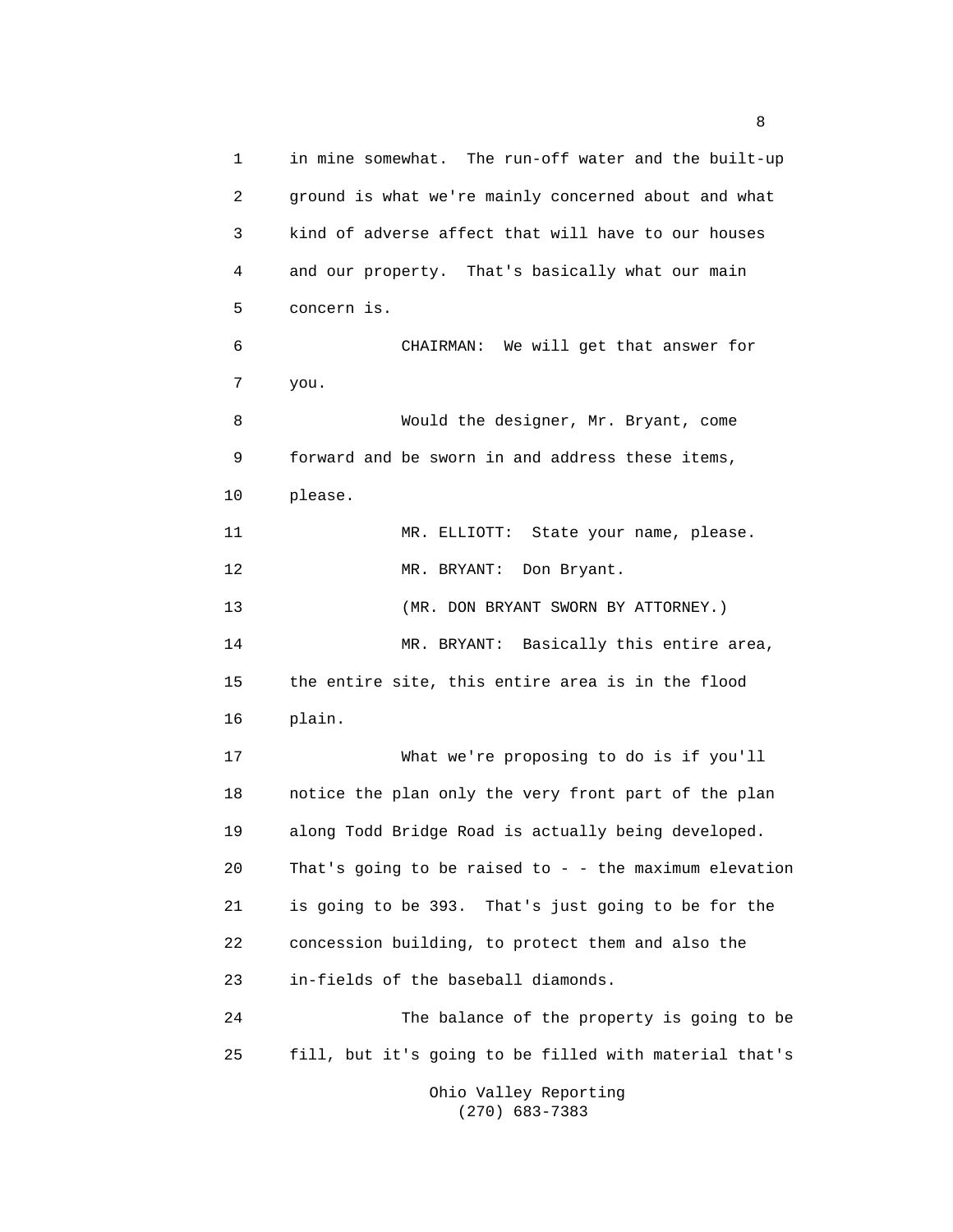in mine somewhat. The run-off water and the built-up ground is what we're mainly concerned about and what kind of adverse affect that will have to our houses and our property. That's basically what our main concern is.

CHAIRMAN: We will get that answer for you.

Would the designer, Mr. Bryant, come forward and be sworn in and address these items, please.

MR. ELLIOTT: State your name, please.

MR. BRYANT: Don Bryant.

(MR. DON BRYANT SWORN BY ATTORNEY.)

MR. BRYANT: Basically this entire area, the entire site, this entire area is in the flood plain.

What we're proposing to do is if you'll notice the plan only the very front part of the plan along Todd Bridge Road is actually being developed. That's going to be raised to - - the maximum elevation is going to be 393. That's just going to be for the concession building, to protect them and also the in-fields of the baseball diamonds.

The balance of the property is going to be fill, but it's going to be filled with material that's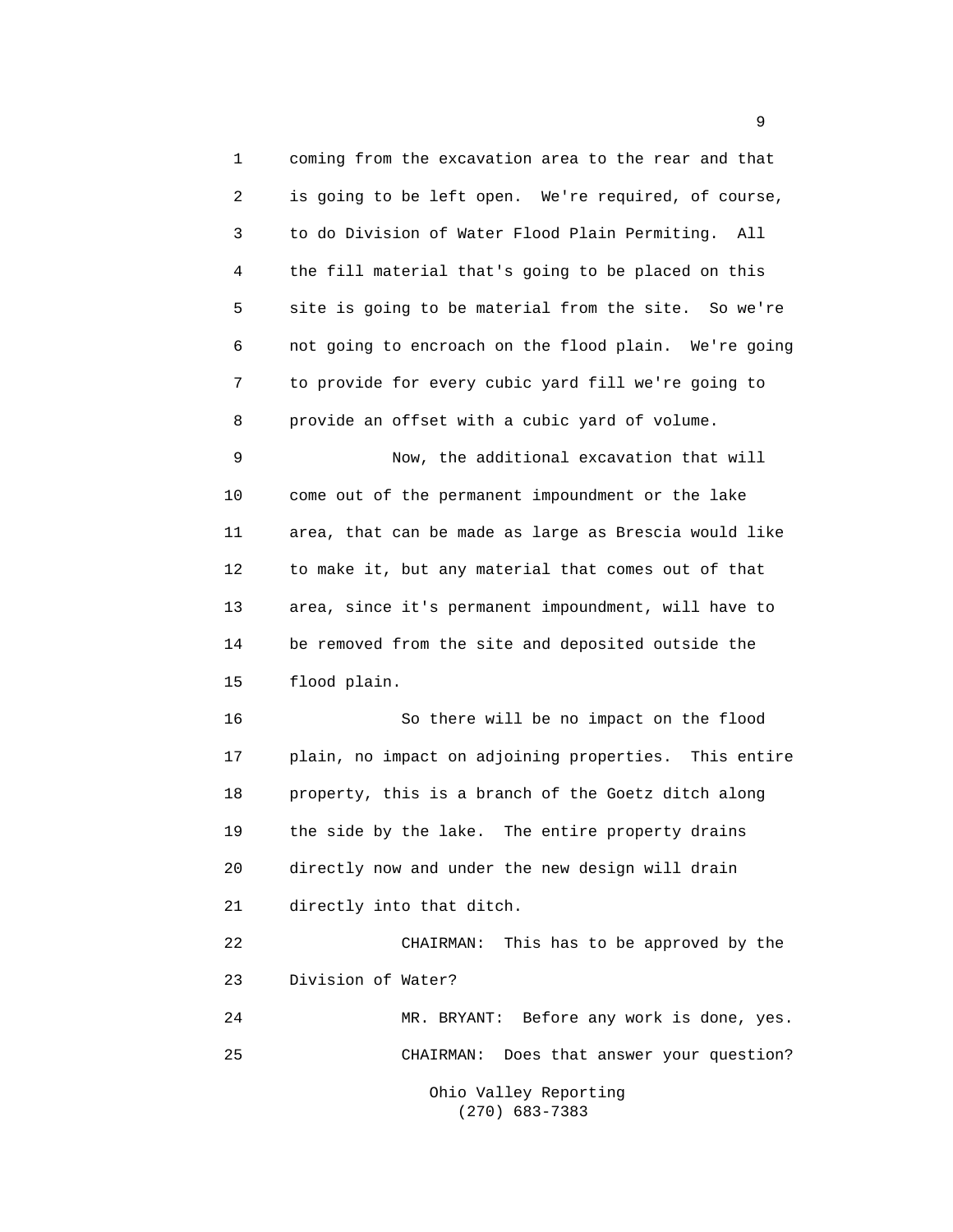coming from the excavation area to the rear and that is going to be left open. We're required, of course, to do Division of Water Flood Plain Permiting. All the fill material that's going to be placed on this site is going to be material from the site. So we're not going to encroach on the flood plain. We're going to provide for every cubic yard fill we're going to provide an offset with a cubic yard of volume.

Now, the additional excavation that will come out of the permanent impoundment or the lake area, that can be made as large as Brescia would like to make it, but any material that comes out of that area, since it's permanent impoundment, will have to be removed from the site and deposited outside the flood plain.

So there will be no impact on the flood plain, no impact on adjoining properties. This entire property, this is a branch of the Goetz ditch along the side by the lake. The entire property drains directly now and under the new design will drain directly into that ditch.

CHAIRMAN: This has to be approved by the Division of Water?

MR. BRYANT: Before any work is done, yes.

CHAIRMAN: Does that answer your question?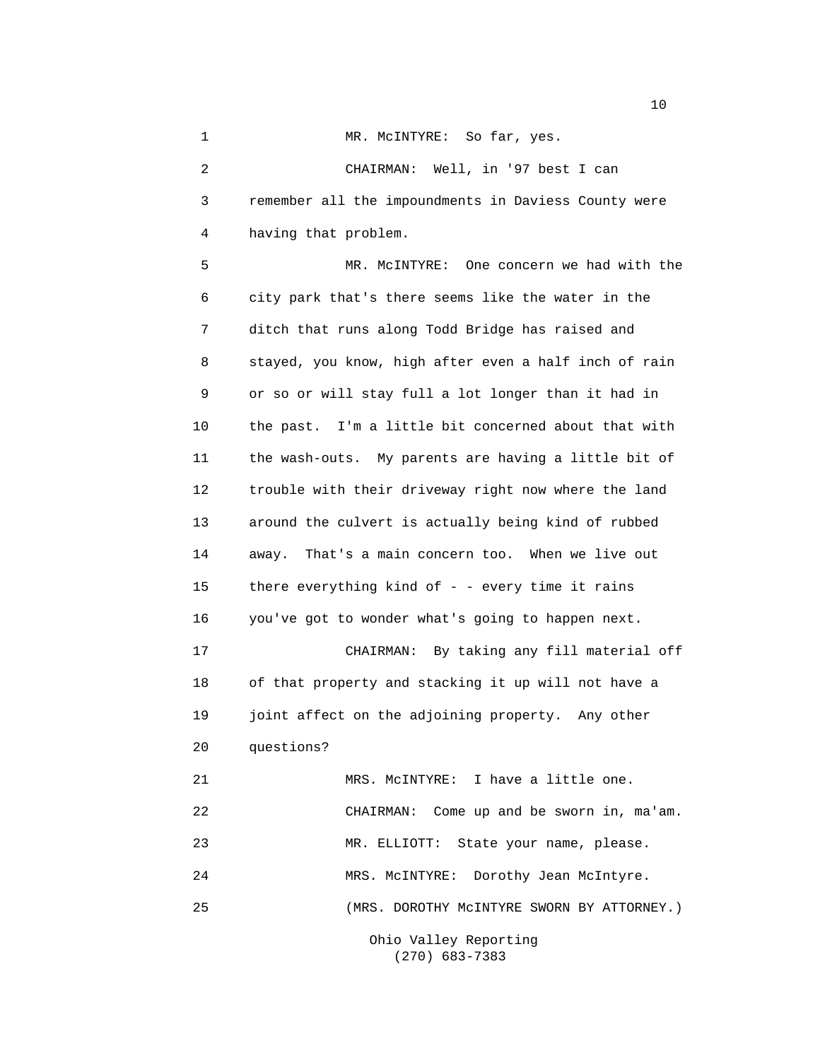MR. McINTYRE: So far, yes.

CHAIRMAN: Well, in '97 best I can remember all the impoundments in Daviess County were having that problem.

MR. McINTYRE: One concern we had with the city park that's there seems like the water in the ditch that runs along Todd Bridge has raised and stayed, you know, high after even a half inch of rain or so or will stay full a lot longer than it had in the past. I'm a little bit concerned about that with the wash-outs. My parents are having a little bit of trouble with their driveway right now where the land around the culvert is actually being kind of rubbed away. That's a main concern too. When we live out there everything kind of - - every time it rains you've got to wonder what's going to happen next.

CHAIRMAN: By taking any fill material off of that property and stacking it up will not have a joint affect on the adjoining property. Any other questions?

MRS. McINTYRE: I have a little one.

CHAIRMAN: Come up and be sworn in, ma'am.

MR. ELLIOTT: State your name, please.

MRS. McINTYRE: Dorothy Jean McIntyre.

(MRS. DOROTHY McINTYRE SWORN BY ATTORNEY.)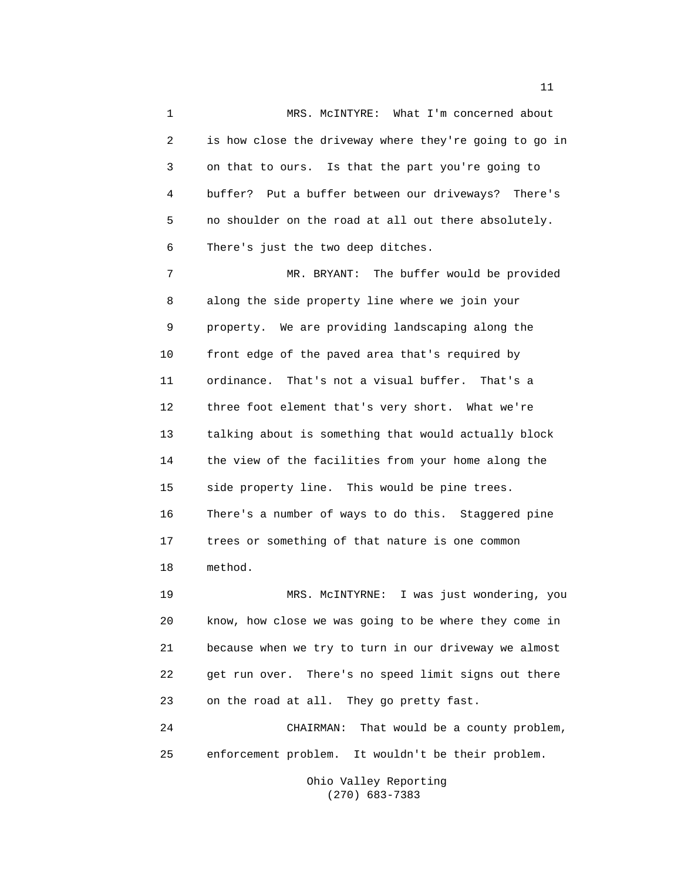MRS. McINTYRE: What I'm concerned about is how close the driveway where they're going to go in on that to ours. Is that the part you're going to buffer? Put a buffer between our driveways? There's no shoulder on the road at all out there absolutely. There's just the two deep ditches.

MR. BRYANT: The buffer would be provided along the side property line where we join your property. We are providing landscaping along the front edge of the paved area that's required by ordinance. That's not a visual buffer. That's a three foot element that's very short. What we're talking about is something that would actually block the view of the facilities from your home along the side property line. This would be pine trees. There's a number of ways to do this. Staggered pine trees or something of that nature is one common method.

MRS. McINTYRNE: I was just wondering, you know, how close we was going to be where they come in because when we try to turn in our driveway we almost get run over. There's no speed limit signs out there on the road at all. They go pretty fast.

CHAIRMAN: That would be a county problem, enforcement problem. It wouldn't be their problem.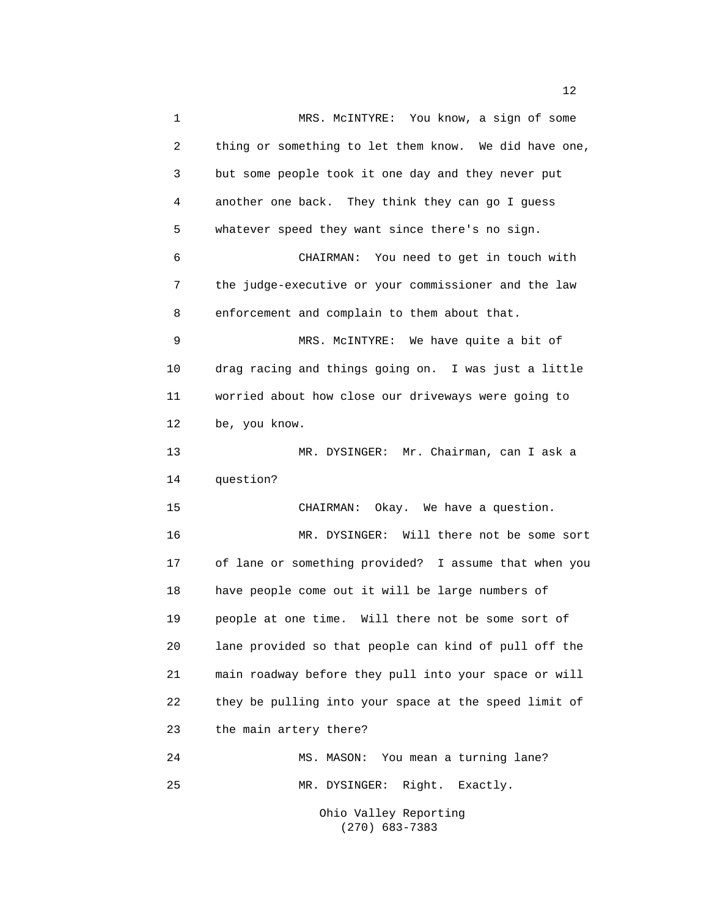MRS. McINTYRE: You know, a sign of some thing or something to let them know. We did have one, but some people took it one day and they never put another one back. They think they can go I guess whatever speed they want since there's no sign.

CHAIRMAN: You need to get in touch with the judge-executive or your commissioner and the law enforcement and complain to them about that.

MRS. McINTYRE: We have quite a bit of drag racing and things going on. I was just a little worried about how close our driveways were going to be, you know.

MR. DYSINGER: Mr. Chairman, can I ask a question?

CHAIRMAN: Okay. We have a question.

MR. DYSINGER: Will there not be some sort of lane or something provided? I assume that when you have people come out it will be large numbers of people at one time. Will there not be some sort of lane provided so that people can kind of pull off the main roadway before they pull into your space or will they be pulling into your space at the speed limit of the main artery there?

MS. MASON: You mean a turning lane?

MR. DYSINGER: Right. Exactly.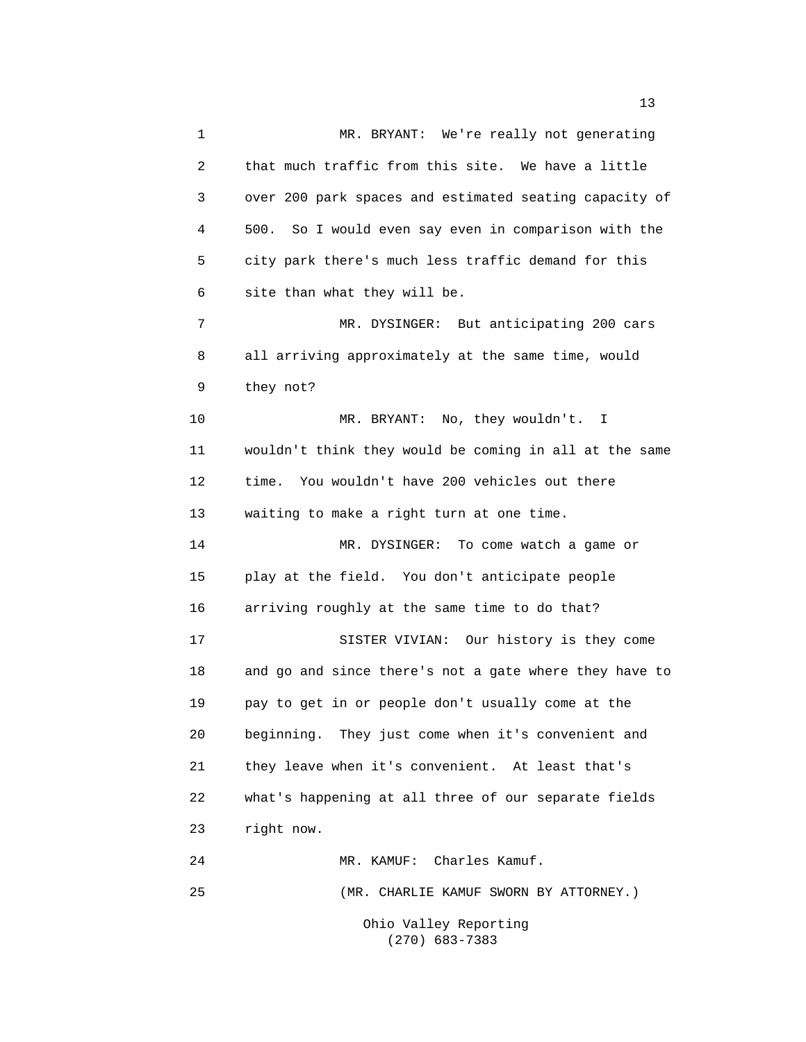MR. BRYANT: We're really not generating that much traffic from this site. We have a little over 200 park spaces and estimated seating capacity of 500. So I would even say even in comparison with the city park there's much less traffic demand for this site than what they will be.

MR. DYSINGER: But anticipating 200 cars all arriving approximately at the same time, would they not?

MR. BRYANT: No, they wouldn't. I wouldn't think they would be coming in all at the same time. You wouldn't have 200 vehicles out there waiting to make a right turn at one time.

MR. DYSINGER: To come watch a game or play at the field. You don't anticipate people arriving roughly at the same time to do that?

SISTER VIVIAN: Our history is they come and go and since there's not a gate where they have to pay to get in or people don't usually come at the beginning. They just come when it's convenient and they leave when it's convenient. At least that's what's happening at all three of our separate fields right now.

MR. KAMUF: Charles Kamuf.

(MR. CHARLIE KAMUF SWORN BY ATTORNEY.)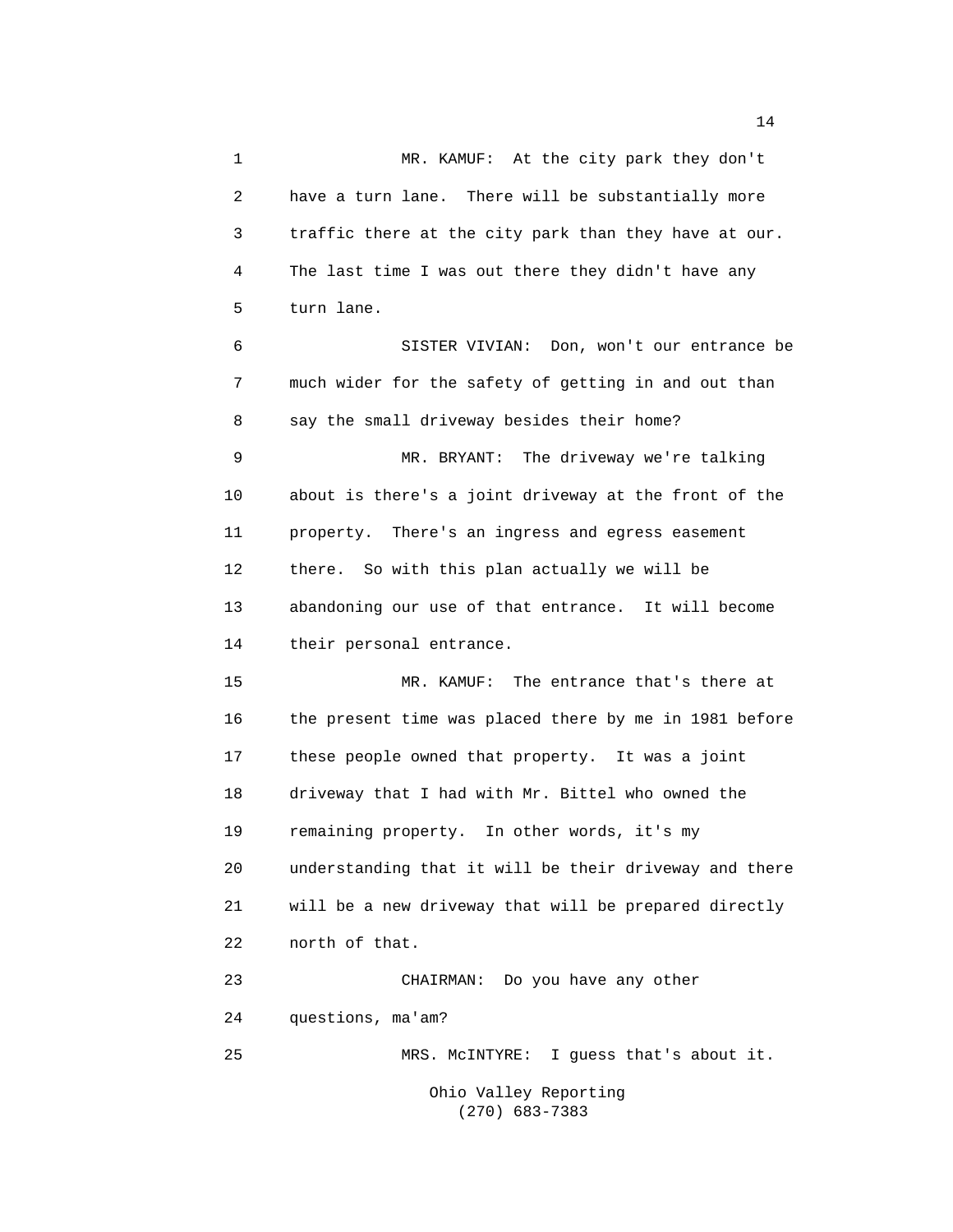MR. KAMUF: At the city park they don't have a turn lane. There will be substantially more traffic there at the city park than they have at our. The last time I was out there they didn't have any turn lane.

SISTER VIVIAN: Don, won't our entrance be much wider for the safety of getting in and out than say the small driveway besides their home?

MR. BRYANT: The driveway we're talking about is there's a joint driveway at the front of the property. There's an ingress and egress easement there. So with this plan actually we will be abandoning our use of that entrance. It will become their personal entrance.

MR. KAMUF: The entrance that's there at the present time was placed there by me in 1981 before these people owned that property. It was a joint driveway that I had with Mr. Bittel who owned the remaining property. In other words, it's my understanding that it will be their driveway and there will be a new driveway that will be prepared directly north of that.

CHAIRMAN: Do you have any other questions, ma'am?

MRS. McINTYRE: I guess that's about it.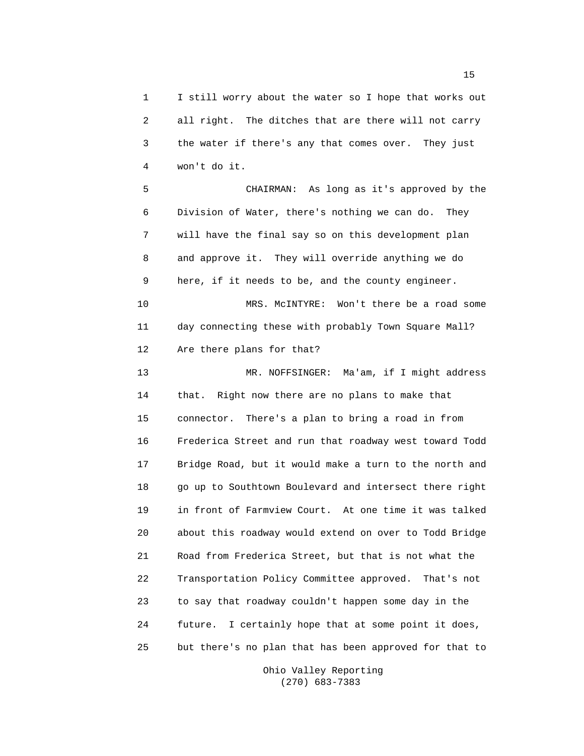I still worry about the water so I hope that works out all right. The ditches that are there will not carry the water if there's any that comes over. They just won't do it.

CHAIRMAN: As long as it's approved by the Division of Water, there's nothing we can do. They will have the final say so on this development plan and approve it. They will override anything we do here, if it needs to be, and the county engineer.

MRS. McINTYRE: Won't there be a road some day connecting these with probably Town Square Mall? Are there plans for that?

MR. NOFFSINGER: Ma'am, if I might address that. Right now there are no plans to make that connector. There's a plan to bring a road in from Frederica Street and run that roadway west toward Todd Bridge Road, but it would make a turn to the north and go up to Southtown Boulevard and intersect there right in front of Farmview Court. At one time it was talked about this roadway would extend on over to Todd Bridge Road from Frederica Street, but that is not what the Transportation Policy Committee approved. That's not to say that roadway couldn't happen some day in the future. I certainly hope that at some point it does, but there's no plan that has been approved for that to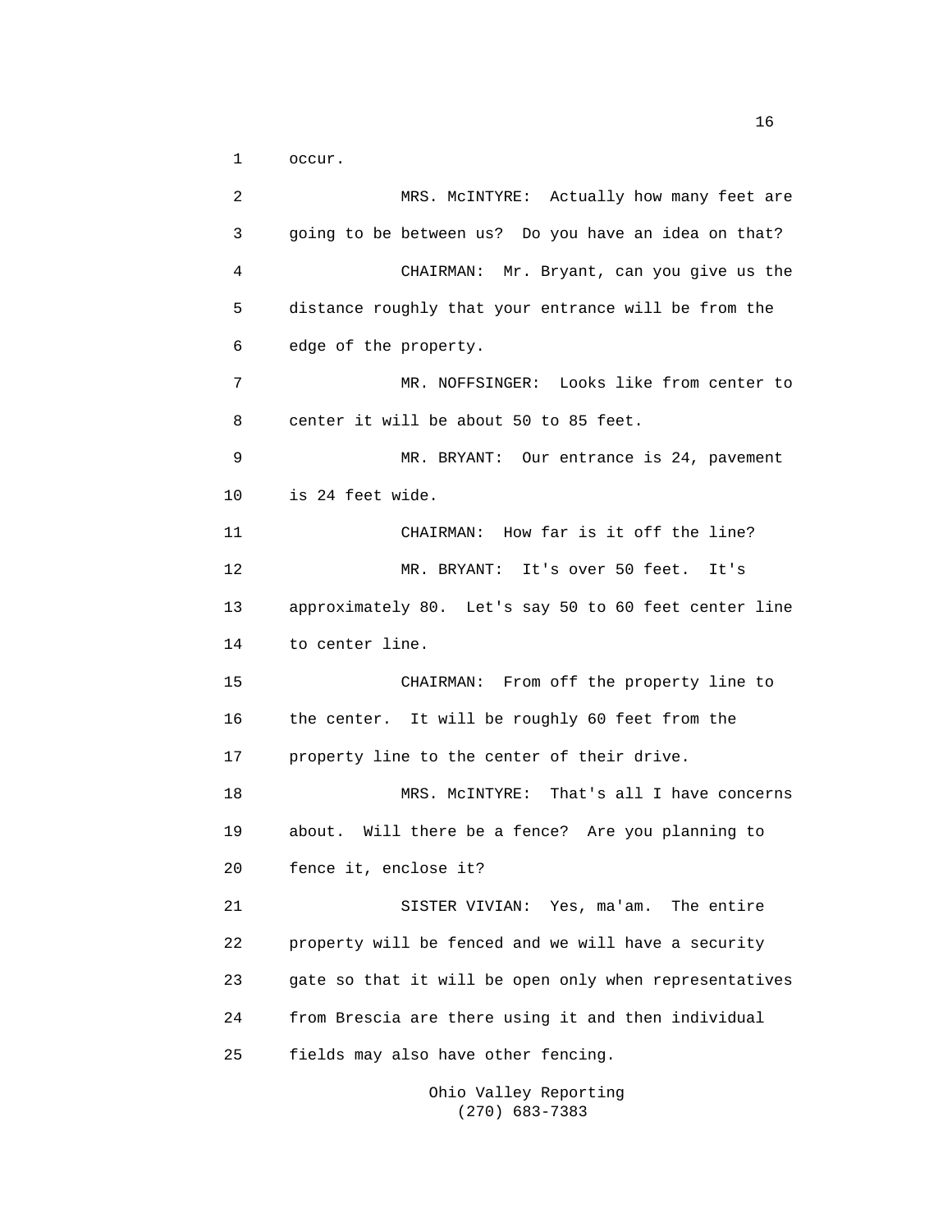occur.

MRS. McINTYRE: Actually how many feet are going to be between us? Do you have an idea on that?

CHAIRMAN: Mr. Bryant, can you give us the distance roughly that your entrance will be from the edge of the property.

MR. NOFFSINGER: Looks like from center to center it will be about 50 to 85 feet.

MR. BRYANT: Our entrance is 24, pavement is 24 feet wide.

CHAIRMAN: How far is it off the line?

MR. BRYANT: It's over 50 feet. It's approximately 80. Let's say 50 to 60 feet center line to center line.

CHAIRMAN: From off the property line to the center. It will be roughly 60 feet from the property line to the center of their drive.

MRS. McINTYRE: That's all I have concerns about. Will there be a fence? Are you planning to fence it, enclose it?

SISTER VIVIAN: Yes, ma'am. The entire property will be fenced and we will have a security gate so that it will be open only when representatives from Brescia are there using it and then individual fields may also have other fencing.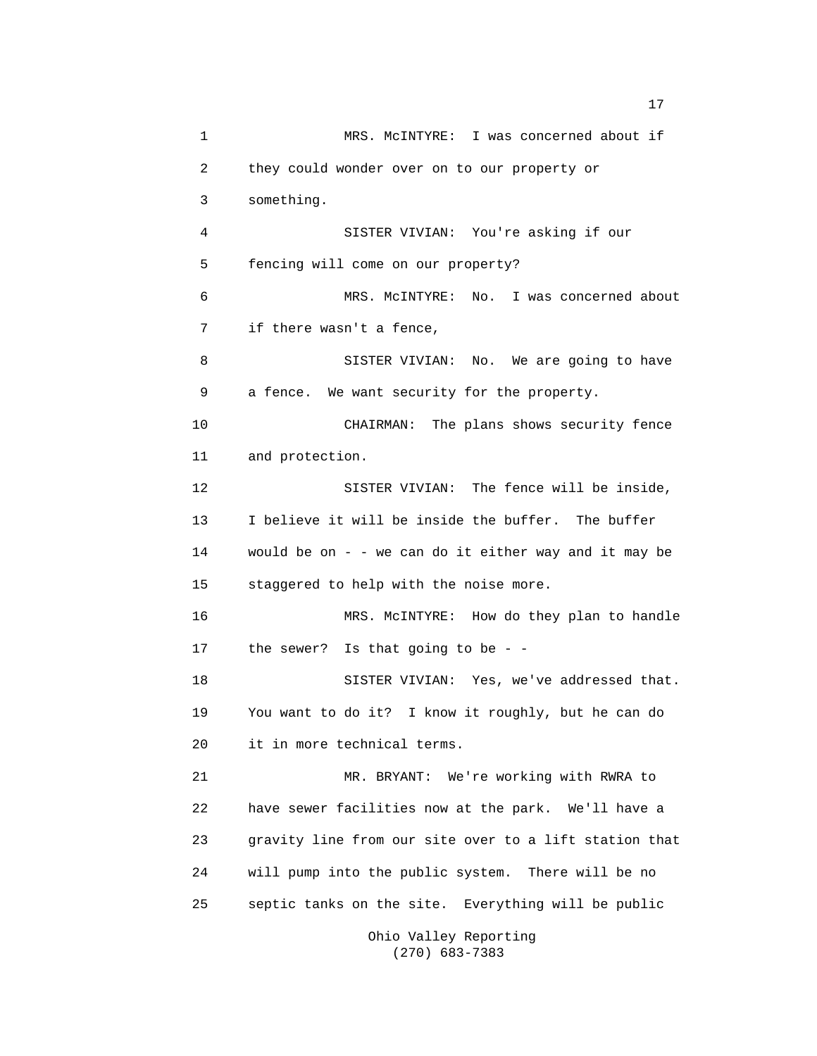MRS. McINTYRE: I was concerned about if they could wonder over on to our property or something.

SISTER VIVIAN: You're asking if our fencing will come on our property?

MRS. McINTYRE: No. I was concerned about if there wasn't a fence,

SISTER VIVIAN: No. We are going to have a fence. We want security for the property.

CHAIRMAN: The plans shows security fence and protection.

SISTER VIVIAN: The fence will be inside, I believe it will be inside the buffer. The buffer would be on - - we can do it either way and it may be staggered to help with the noise more.

MRS. McINTYRE: How do they plan to handle the sewer? Is that going to be - -

SISTER VIVIAN: Yes, we've addressed that. You want to do it? I know it roughly, but he can do it in more technical terms.

MR. BRYANT: We're working with RWRA to have sewer facilities now at the park. We'll have a gravity line from our site over to a lift station that will pump into the public system. There will be no septic tanks on the site. Everything will be public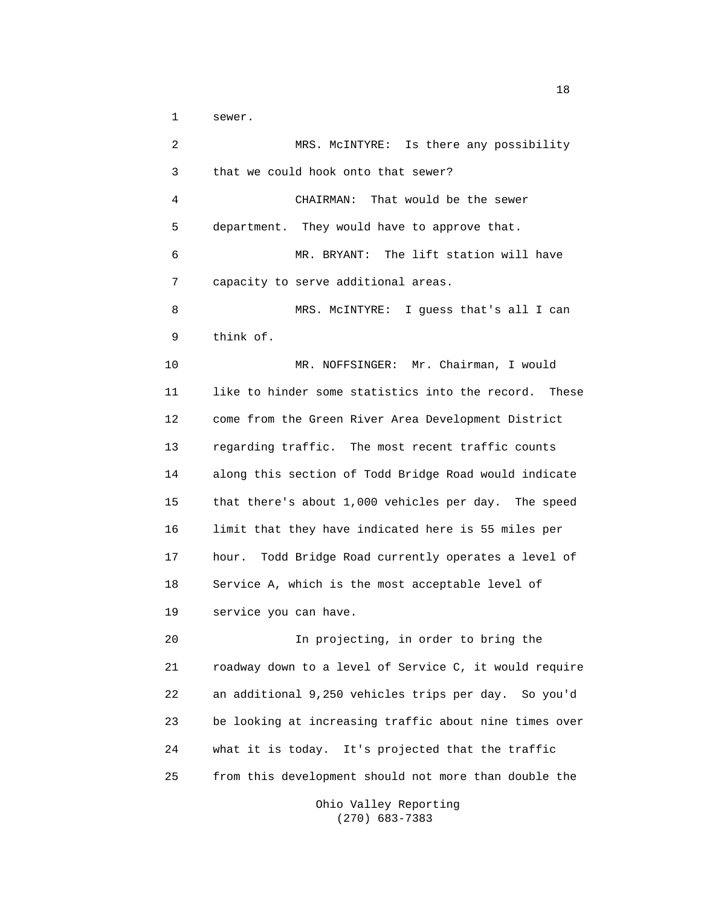sewer.

MRS. McINTYRE: Is there any possibility that we could hook onto that sewer?

CHAIRMAN: That would be the sewer department. They would have to approve that.

MR. BRYANT: The lift station will have capacity to serve additional areas.

MRS. McINTYRE: I guess that's all I can think of.

MR. NOFFSINGER: Mr. Chairman, I would like to hinder some statistics into the record. These come from the Green River Area Development District regarding traffic. The most recent traffic counts along this section of Todd Bridge Road would indicate that there's about 1,000 vehicles per day. The speed limit that they have indicated here is 55 miles per hour. Todd Bridge Road currently operates a level of Service A, which is the most acceptable level of service you can have.

In projecting, in order to bring the roadway down to a level of Service C, it would require an additional 9,250 vehicles trips per day. So you'd be looking at increasing traffic about nine times over what it is today. It's projected that the traffic from this development should not more than double the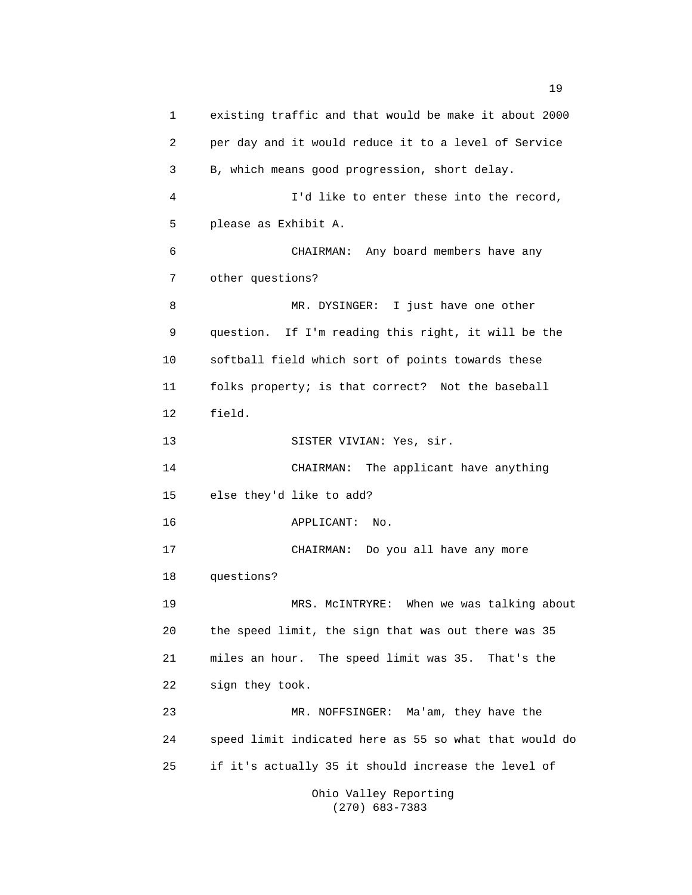existing traffic and that would be make it about 2000 per day and it would reduce it to a level of Service B, which means good progression, short delay.

I'd like to enter these into the record, please as Exhibit A.

CHAIRMAN: Any board members have any other questions?

MR. DYSINGER: I just have one other question. If I'm reading this right, it will be the softball field which sort of points towards these folks property; is that correct? Not the baseball field.

SISTER VIVIAN: Yes, sir.

CHAIRMAN: The applicant have anything else they'd like to add?

APPLICANT: No.

CHAIRMAN: Do you all have any more questions?

MRS. McINTRYRE: When we was talking about the speed limit, the sign that was out there was 35 miles an hour. The speed limit was 35. That's the sign they took.

MR. NOFFSINGER: Ma'am, they have the speed limit indicated here as 55 so what that would do if it's actually 35 it should increase the level of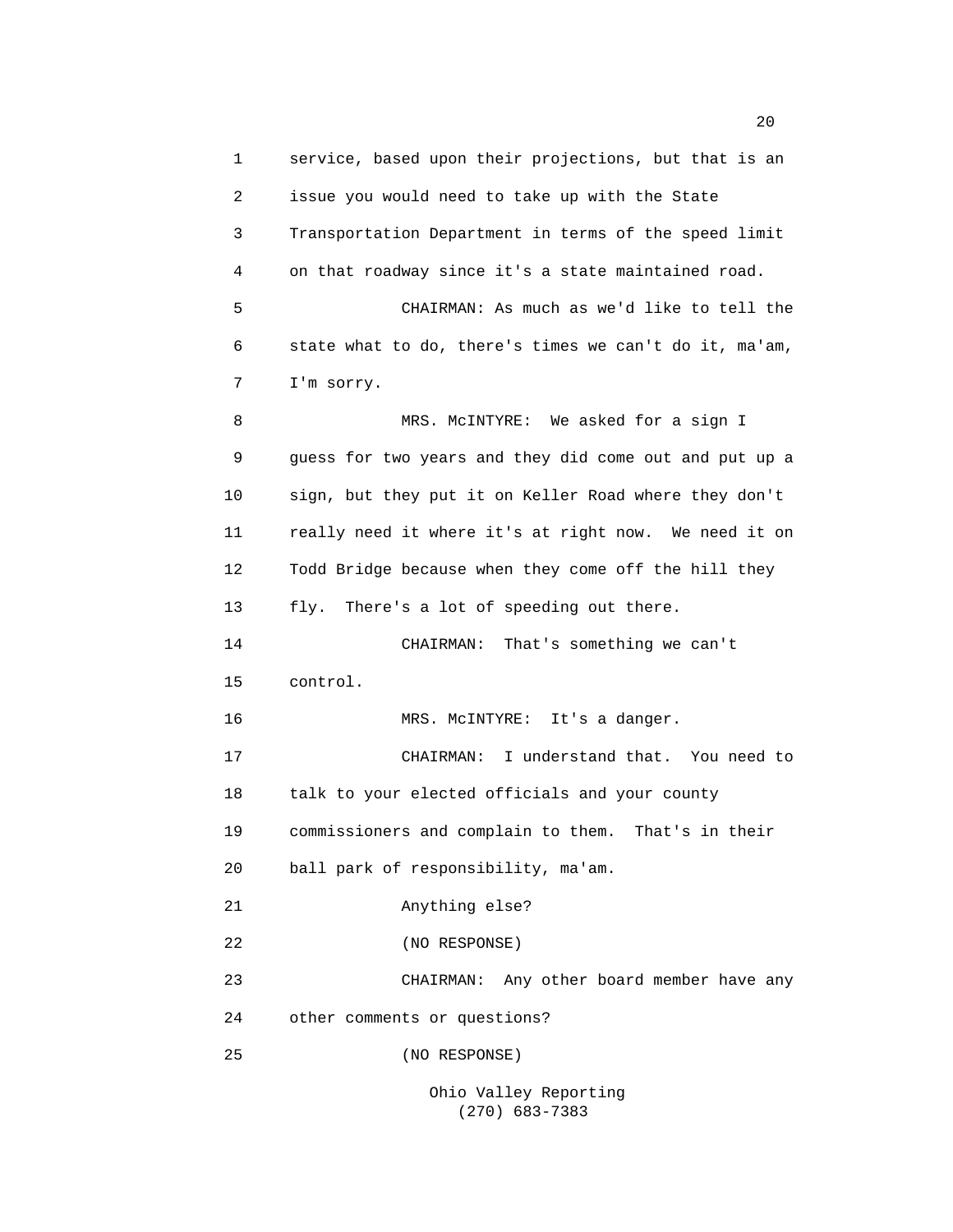1 service, based upon their projections, but that is an
2 issue you would need to take up with the State
3 Transportation Department in terms of the speed limit
4 on that roadway since it's a state maintained road.
5 CHAIRMAN: As much as we'd like to tell the
6 state what to do, there's times we can't do it, ma'am,
7 I'm sorry.
8 MRS. McINTYRE: We asked for a sign I
9 guess for two years and they did come out and put up a
10 sign, but they put it on Keller Road where they don't
11 really need it where it's at right now. We need it on
12 Todd Bridge because when they come off the hill they
13 fly. There's a lot of speeding out there.
14 CHAIRMAN: That's something we can't
15 control.
16 MRS. McINTYRE: It's a danger.
17 CHAIRMAN: I understand that. You need to
18 talk to your elected officials and your county
19 commissioners and complain to them. That's in their
20 ball park of responsibility, ma'am.
21 Anything else?
22 (NO RESPONSE)
23 CHAIRMAN: Any other board member have any
24 other comments or questions?
25 (NO RESPONSE)

Ohio Valley Reporting
(270) 683-7383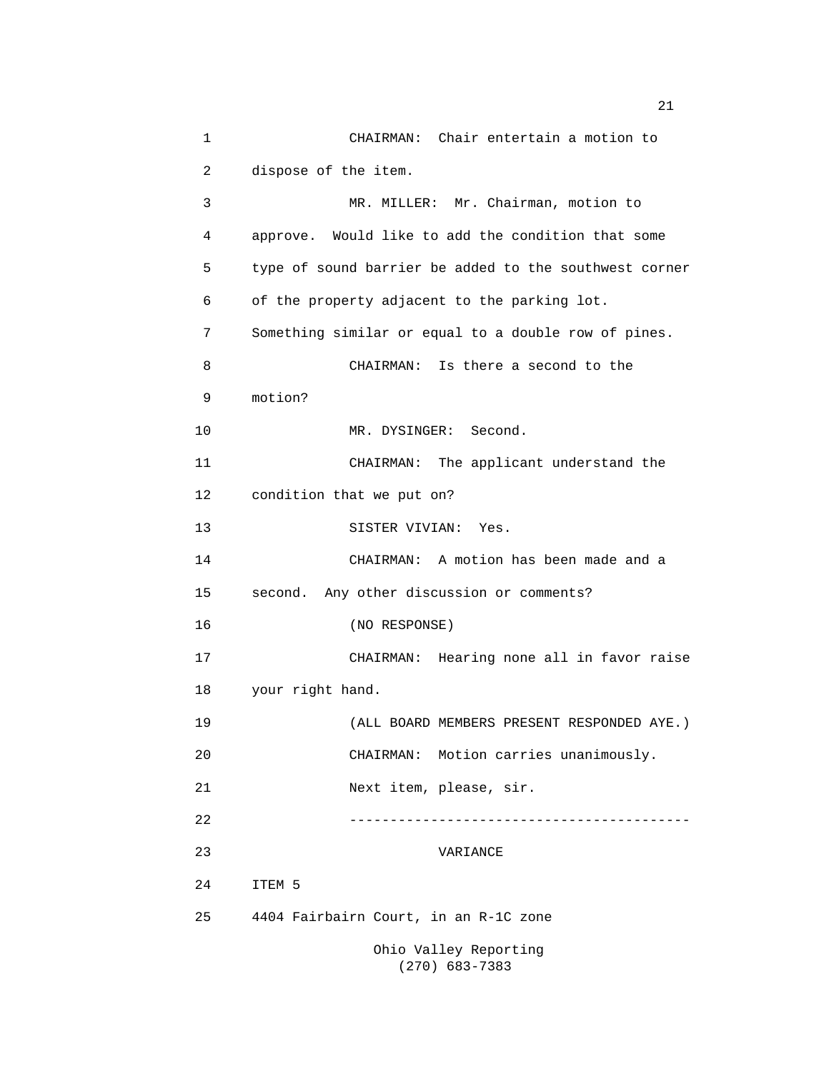CHAIRMAN: Chair entertain a motion to dispose of the item.

MR. MILLER: Mr. Chairman, motion to approve. Would like to add the condition that some type of sound barrier be added to the southwest corner of the property adjacent to the parking lot. Something similar or equal to a double row of pines.

CHAIRMAN: Is there a second to the motion?

MR. DYSINGER: Second.

CHAIRMAN: The applicant understand the condition that we put on?

SISTER VIVIAN: Yes.

CHAIRMAN: A motion has been made and a second. Any other discussion or comments?

(NO RESPONSE)

CHAIRMAN: Hearing none all in favor raise your right hand.

(ALL BOARD MEMBERS PRESENT RESPONDED AYE.)

CHAIRMAN: Motion carries unanimously.

Next item, please, sir.

-----------------------------------------

VARIANCE

ITEM 5

4404 Fairbairn Court, in an R-1C zone

Ohio Valley Reporting
(270) 683-7383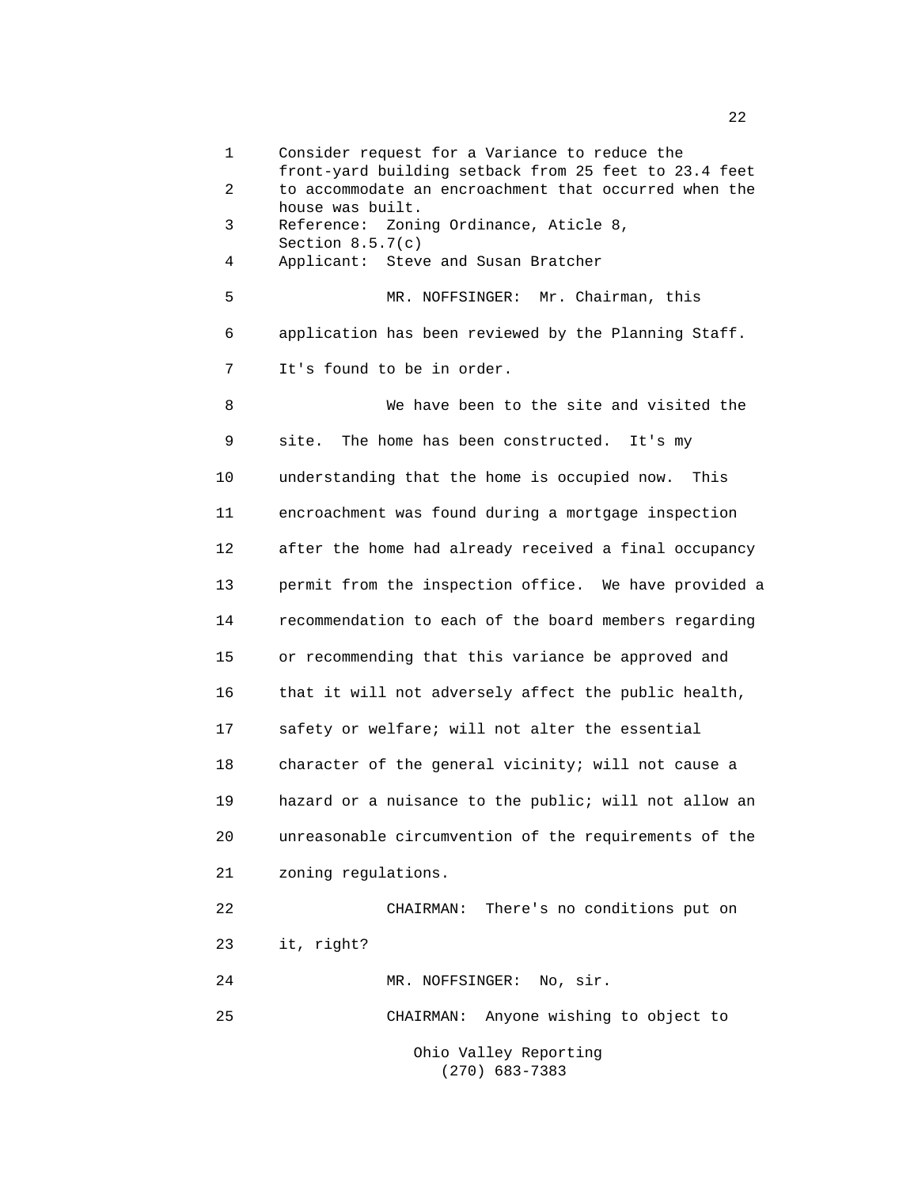1 Consider request for a Variance to reduce the front-yard building setback from 25 feet to 23.4 feet
2 to accommodate an encroachment that occurred when the house was built.
3 Reference: Zoning Ordinance, Aticle 8, Section 8.5.7(c)
4 Applicant: Steve and Susan Bratcher

5 MR. NOFFSINGER: Mr. Chairman, this
6 application has been reviewed by the Planning Staff.
7 It's found to be in order.
8 We have been to the site and visited the
9 site. The home has been constructed. It's my
10 understanding that the home is occupied now. This
11 encroachment was found during a mortgage inspection
12 after the home had already received a final occupancy
13 permit from the inspection office. We have provided a
14 recommendation to each of the board members regarding
15 or recommending that this variance be approved and
16 that it will not adversely affect the public health,
17 safety or welfare; will not alter the essential
18 character of the general vicinity; will not cause a
19 hazard or a nuisance to the public; will not allow an
20 unreasonable circumvention of the requirements of the
21 zoning regulations.
22 CHAIRMAN: There's no conditions put on
23 it, right?
24 MR. NOFFSINGER: No, sir.
25 CHAIRMAN: Anyone wishing to object to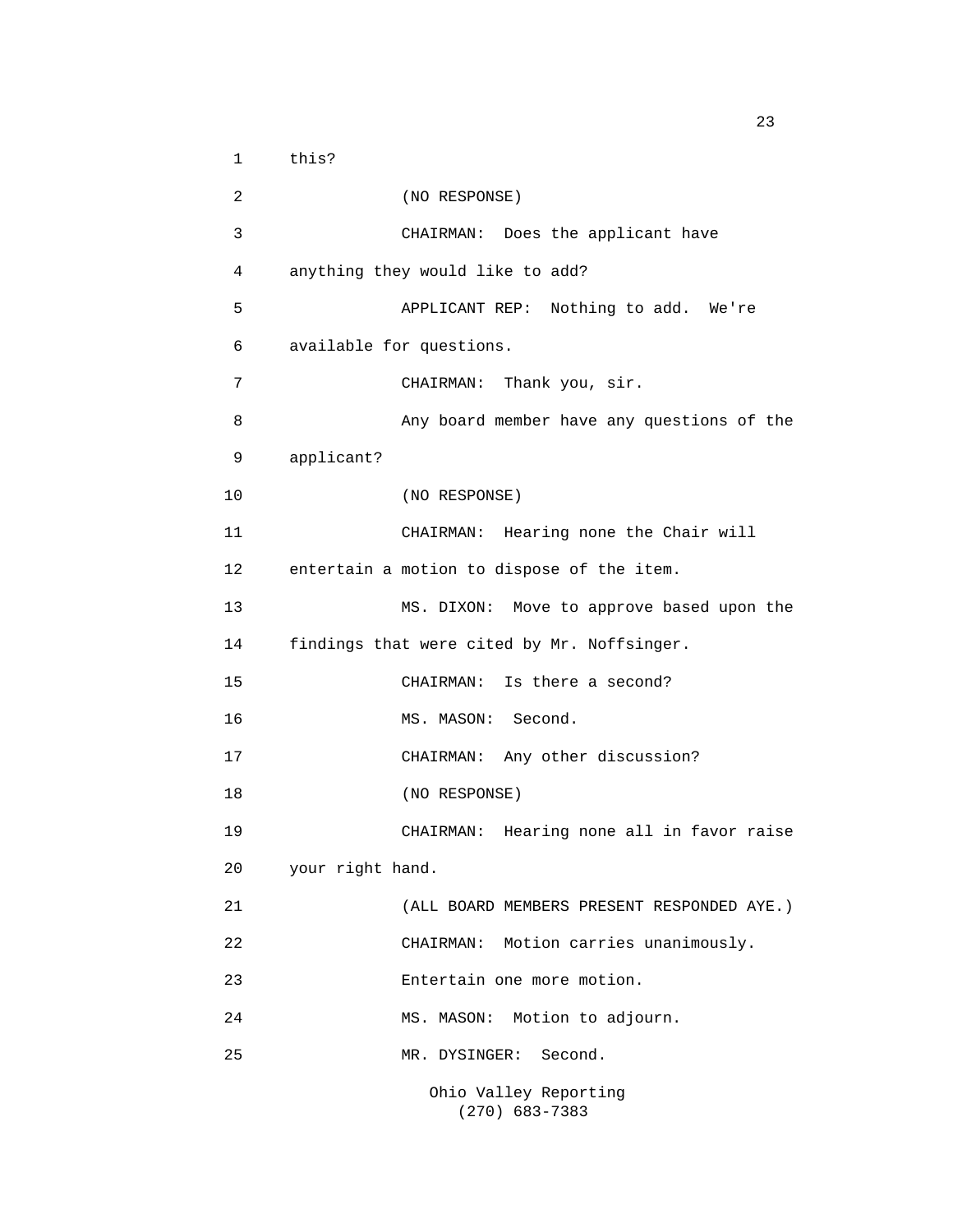this?

(NO RESPONSE)

CHAIRMAN: Does the applicant have anything they would like to add?

APPLICANT REP: Nothing to add. We're available for questions.

CHAIRMAN: Thank you, sir.

Any board member have any questions of the applicant?

(NO RESPONSE)

CHAIRMAN: Hearing none the Chair will entertain a motion to dispose of the item.

MS. DIXON: Move to approve based upon the findings that were cited by Mr. Noffsinger.

CHAIRMAN: Is there a second?

MS. MASON: Second.

CHAIRMAN: Any other discussion?

(NO RESPONSE)

CHAIRMAN: Hearing none all in favor raise your right hand.

(ALL BOARD MEMBERS PRESENT RESPONDED AYE.)

CHAIRMAN: Motion carries unanimously.

Entertain one more motion.

MS. MASON: Motion to adjourn.

MR. DYSINGER: Second.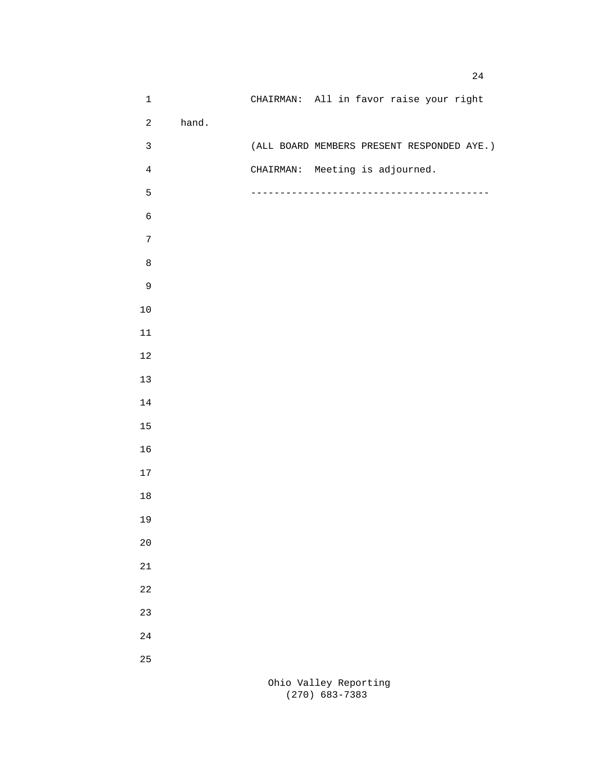CHAIRMAN: All in favor raise your right hand.

(ALL BOARD MEMBERS PRESENT RESPONDED AYE.)

CHAIRMAN: Meeting is adjourned.

---------------------------------------

Ohio Valley Reporting
(270) 683-7383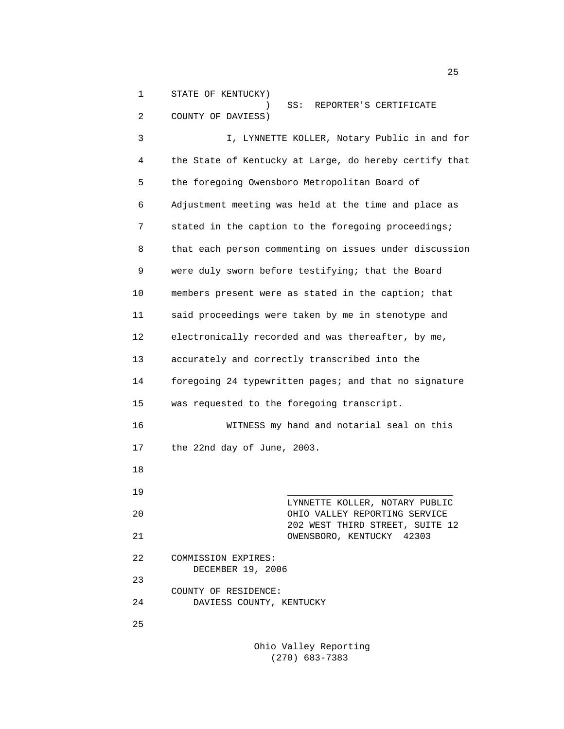STATE OF KENTUCKY)
                  )   SS:  REPORTER'S CERTIFICATE
COUNTY OF DAVIESS)

I, LYNNETTE KOLLER, Notary Public in and for the State of Kentucky at Large, do hereby certify that the foregoing Owensboro Metropolitan Board of Adjustment meeting was held at the time and place as stated in the caption to the foregoing proceedings; that each person commenting on issues under discussion were duly sworn before testifying; that the Board members present were as stated in the caption; that said proceedings were taken by me in stenotype and electronically recorded and was thereafter, by me, accurately and correctly transcribed into the foregoing 24 typewritten pages; and that no signature was requested to the foregoing transcript.

WITNESS my hand and notarial seal on this the 22nd day of June, 2003.

______________________________
LYNNETTE KOLLER, NOTARY PUBLIC
OHIO VALLEY REPORTING SERVICE
202 WEST THIRD STREET, SUITE 12
OWENSBORO, KENTUCKY  42303

COMMISSION EXPIRES:
DECEMBER 19, 2006

COUNTY OF RESIDENCE:
DAVIESS COUNTY, KENTUCKY